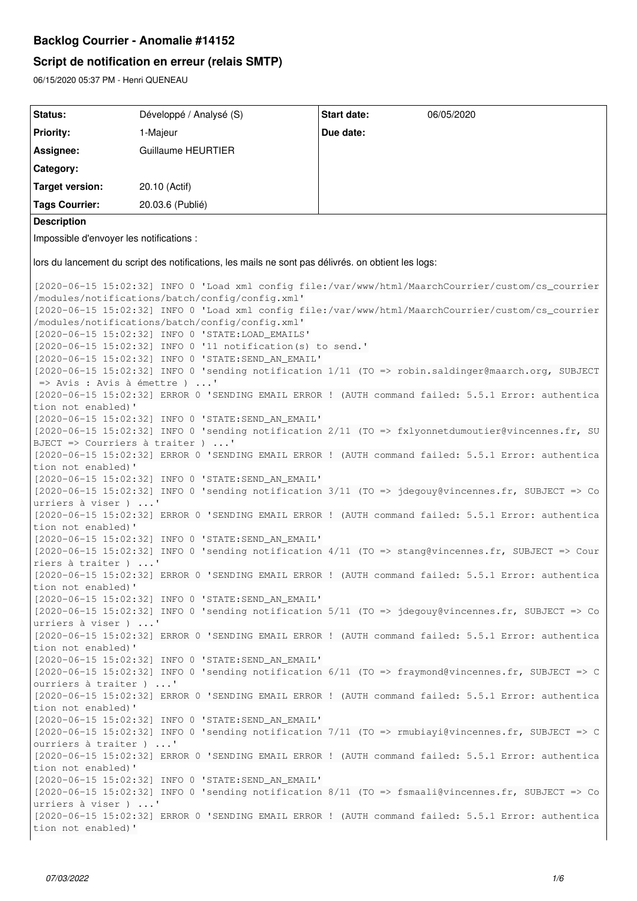# Backlog Courrier - Anomalie #14152

## Script de notification en erreur (relais SMTP)

06/15/2020 05:37 PM - Henri QUENEAU

| Status: | Développé / Analysé (S) | Start date: | 06/05/2020 |
| --- | --- | --- | --- |
| Priority: | 1-Majeur | Due date: | |
| Assignee: | Guillaume HEURTIER | | |
| Category: | | | |
| Target version: | 20.10 (Actif) | | |
| Tags Courrier: | 20.03.6 (Publié) | | |

**Description**

Impossible d'envoyer les notifications :

lors du lancement du script des notifications, les mails ne sont pas délivrés. on obtient les logs:

```
[2020-06-15 15:02:32] INFO 0 'Load xml config file:/var/www/html/MaarchCourrier/custom/cs_courrier/modules/notifications/batch/config/config.xml'
[2020-06-15 15:02:32] INFO 0 'Load xml config file:/var/www/html/MaarchCourrier/custom/cs_courrier/modules/notifications/batch/config/config.xml'
[2020-06-15 15:02:32] INFO 0 'STATE:LOAD_EMAILS'
[2020-06-15 15:02:32] INFO 0 '11 notification(s) to send.'
[2020-06-15 15:02:32] INFO 0 'STATE:SEND_AN_EMAIL'
[2020-06-15 15:02:32] INFO 0 'sending notification 1/11 (TO => robin.saldinger@maarch.org, SUBJECT => Avis : Avis à émettre ) ...'
[2020-06-15 15:02:32] ERROR 0 'SENDING EMAIL ERROR ! (AUTH command failed: 5.5.1 Error: authentication not enabled)'
[2020-06-15 15:02:32] INFO 0 'STATE:SEND_AN_EMAIL'
[2020-06-15 15:02:32] INFO 0 'sending notification 2/11 (TO => fxlyonnetdumoutier@vincennes.fr, SUBJECT => Courriers à traiter ) ...'
[2020-06-15 15:02:32] ERROR 0 'SENDING EMAIL ERROR ! (AUTH command failed: 5.5.1 Error: authentication not enabled)'
[2020-06-15 15:02:32] INFO 0 'STATE:SEND_AN_EMAIL'
[2020-06-15 15:02:32] INFO 0 'sending notification 3/11 (TO => jdegouy@vincennes.fr, SUBJECT => Courriers à viser ) ...'
[2020-06-15 15:02:32] ERROR 0 'SENDING EMAIL ERROR ! (AUTH command failed: 5.5.1 Error: authentication not enabled)'
[2020-06-15 15:02:32] INFO 0 'STATE:SEND_AN_EMAIL'
[2020-06-15 15:02:32] INFO 0 'sending notification 4/11 (TO => stang@vincennes.fr, SUBJECT => Courriers à traiter ) ...'
[2020-06-15 15:02:32] ERROR 0 'SENDING EMAIL ERROR ! (AUTH command failed: 5.5.1 Error: authentication not enabled)'
[2020-06-15 15:02:32] INFO 0 'STATE:SEND_AN_EMAIL'
[2020-06-15 15:02:32] INFO 0 'sending notification 5/11 (TO => jdegouy@vincennes.fr, SUBJECT => Courriers à viser ) ...'
[2020-06-15 15:02:32] ERROR 0 'SENDING EMAIL ERROR ! (AUTH command failed: 5.5.1 Error: authentication not enabled)'
[2020-06-15 15:02:32] INFO 0 'STATE:SEND_AN_EMAIL'
[2020-06-15 15:02:32] INFO 0 'sending notification 6/11 (TO => fraymond@vincennes.fr, SUBJECT => Courriers à traiter ) ...'
[2020-06-15 15:02:32] ERROR 0 'SENDING EMAIL ERROR ! (AUTH command failed: 5.5.1 Error: authentication not enabled)'
[2020-06-15 15:02:32] INFO 0 'STATE:SEND_AN_EMAIL'
[2020-06-15 15:02:32] INFO 0 'sending notification 7/11 (TO => rmubiayi@vincennes.fr, SUBJECT => Courriers à traiter ) ...'
[2020-06-15 15:02:32] ERROR 0 'SENDING EMAIL ERROR ! (AUTH command failed: 5.5.1 Error: authentication not enabled)'
[2020-06-15 15:02:32] INFO 0 'STATE:SEND_AN_EMAIL'
[2020-06-15 15:02:32] INFO 0 'sending notification 8/11 (TO => fsmaali@vincennes.fr, SUBJECT => Courriers à viser ) ...'
[2020-06-15 15:02:32] ERROR 0 'SENDING EMAIL ERROR ! (AUTH command failed: 5.5.1 Error: authentication not enabled)'
```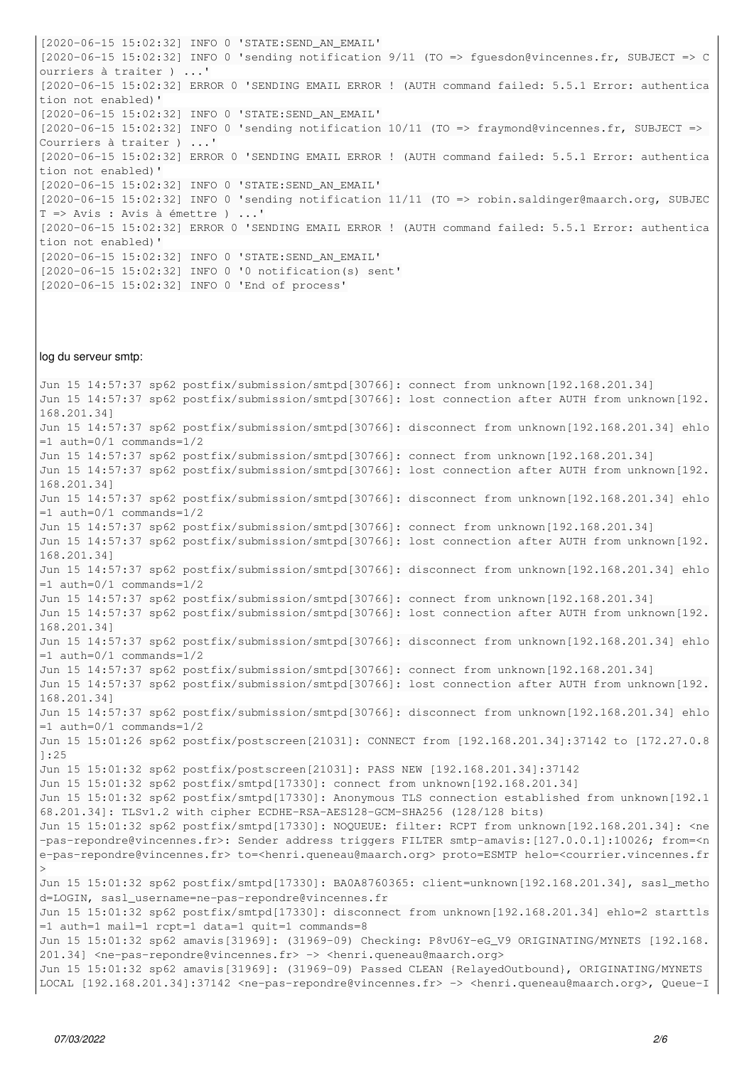```
[2020-06-15 15:02:32] INFO 0 'STATE:SEND_AN_EMAIL'
[2020-06-15 15:02:32] INFO 0 'sending notification 9/11 (TO => fguesdon@vincennes.fr, SUBJECT => Courriers à traiter ) ...'
[2020-06-15 15:02:32] ERROR 0 'SENDING EMAIL ERROR ! (AUTH command failed: 5.5.1 Error: authentication not enabled)'
[2020-06-15 15:02:32] INFO 0 'STATE:SEND_AN_EMAIL'
[2020-06-15 15:02:32] INFO 0 'sending notification 10/11 (TO => fraymond@vincennes.fr, SUBJECT => Courriers à traiter ) ...'
[2020-06-15 15:02:32] ERROR 0 'SENDING EMAIL ERROR ! (AUTH command failed: 5.5.1 Error: authentication not enabled)'
[2020-06-15 15:02:32] INFO 0 'STATE:SEND_AN_EMAIL'
[2020-06-15 15:02:32] INFO 0 'sending notification 11/11 (TO => robin.saldinger@maarch.org, SUBJECT => Avis : Avis à émettre ) ...'
[2020-06-15 15:02:32] ERROR 0 'SENDING EMAIL ERROR ! (AUTH command failed: 5.5.1 Error: authentication not enabled)'
[2020-06-15 15:02:32] INFO 0 'STATE:SEND_AN_EMAIL'
[2020-06-15 15:02:32] INFO 0 '0 notification(s) sent'
[2020-06-15 15:02:32] INFO 0 'End of process'
```

log du serveur smtp:

```
Jun 15 14:57:37 sp62 postfix/submission/smtpd[30766]: connect from unknown[192.168.201.34]
Jun 15 14:57:37 sp62 postfix/submission/smtpd[30766]: lost connection after AUTH from unknown[192.168.201.34]
Jun 15 14:57:37 sp62 postfix/submission/smtpd[30766]: disconnect from unknown[192.168.201.34] ehlo=1 auth=0/1 commands=1/2
Jun 15 14:57:37 sp62 postfix/submission/smtpd[30766]: connect from unknown[192.168.201.34]
Jun 15 14:57:37 sp62 postfix/submission/smtpd[30766]: lost connection after AUTH from unknown[192.168.201.34]
Jun 15 14:57:37 sp62 postfix/submission/smtpd[30766]: disconnect from unknown[192.168.201.34] ehlo=1 auth=0/1 commands=1/2
Jun 15 14:57:37 sp62 postfix/submission/smtpd[30766]: connect from unknown[192.168.201.34]
Jun 15 14:57:37 sp62 postfix/submission/smtpd[30766]: lost connection after AUTH from unknown[192.168.201.34]
Jun 15 14:57:37 sp62 postfix/submission/smtpd[30766]: disconnect from unknown[192.168.201.34] ehlo=1 auth=0/1 commands=1/2
Jun 15 14:57:37 sp62 postfix/submission/smtpd[30766]: connect from unknown[192.168.201.34]
Jun 15 14:57:37 sp62 postfix/submission/smtpd[30766]: lost connection after AUTH from unknown[192.168.201.34]
Jun 15 14:57:37 sp62 postfix/submission/smtpd[30766]: disconnect from unknown[192.168.201.34] ehlo=1 auth=0/1 commands=1/2
Jun 15 14:57:37 sp62 postfix/submission/smtpd[30766]: connect from unknown[192.168.201.34]
Jun 15 14:57:37 sp62 postfix/submission/smtpd[30766]: lost connection after AUTH from unknown[192.168.201.34]
Jun 15 14:57:37 sp62 postfix/submission/smtpd[30766]: disconnect from unknown[192.168.201.34] ehlo=1 auth=0/1 commands=1/2
Jun 15 15:01:26 sp62 postfix/postscreen[21031]: CONNECT from [192.168.201.34]:37142 to [172.27.0.8]:25
Jun 15 15:01:32 sp62 postfix/postscreen[21031]: PASS NEW [192.168.201.34]:37142
Jun 15 15:01:32 sp62 postfix/smtpd[17330]: connect from unknown[192.168.201.34]
Jun 15 15:01:32 sp62 postfix/smtpd[17330]: Anonymous TLS connection established from unknown[192.168.201.34]: TLSv1.2 with cipher ECDHE-RSA-AES128-GCM-SHA256 (128/128 bits)
Jun 15 15:01:32 sp62 postfix/smtpd[17330]: NOQUEUE: filter: RCPT from unknown[192.168.201.34]: <ne-pas-repondre@vincennes.fr>: Sender address triggers FILTER smtp-amavis:[127.0.0.1]:10026; from=<ne-pas-repondre@vincennes.fr> to=<henri.queneau@maarch.org> proto=ESMTP helo=<courrier.vincennes.fr>
Jun 15 15:01:32 sp62 postfix/smtpd[17330]: BA0A8760365: client=unknown[192.168.201.34], sasl_method=LOGIN, sasl_username=ne-pas-repondre@vincennes.fr
Jun 15 15:01:32 sp62 postfix/smtpd[17330]: disconnect from unknown[192.168.201.34] ehlo=2 starttls=1 auth=1 mail=1 rcpt=1 data=1 quit=1 commands=8
Jun 15 15:01:32 sp62 amavis[31969]: (31969-09) Checking: P8vU6Y-eG_V9 ORIGINATING/MYNETS [192.168.201.34] <ne-pas-repondre@vincennes.fr> -> <henri.queneau@maarch.org>
Jun 15 15:01:32 sp62 amavis[31969]: (31969-09) Passed CLEAN {RelayedOutbound}, ORIGINATING/MYNETS LOCAL [192.168.201.34]:37142 <ne-pas-repondre@vincennes.fr> -> <henri.queneau@maarch.org>, Queue-I
```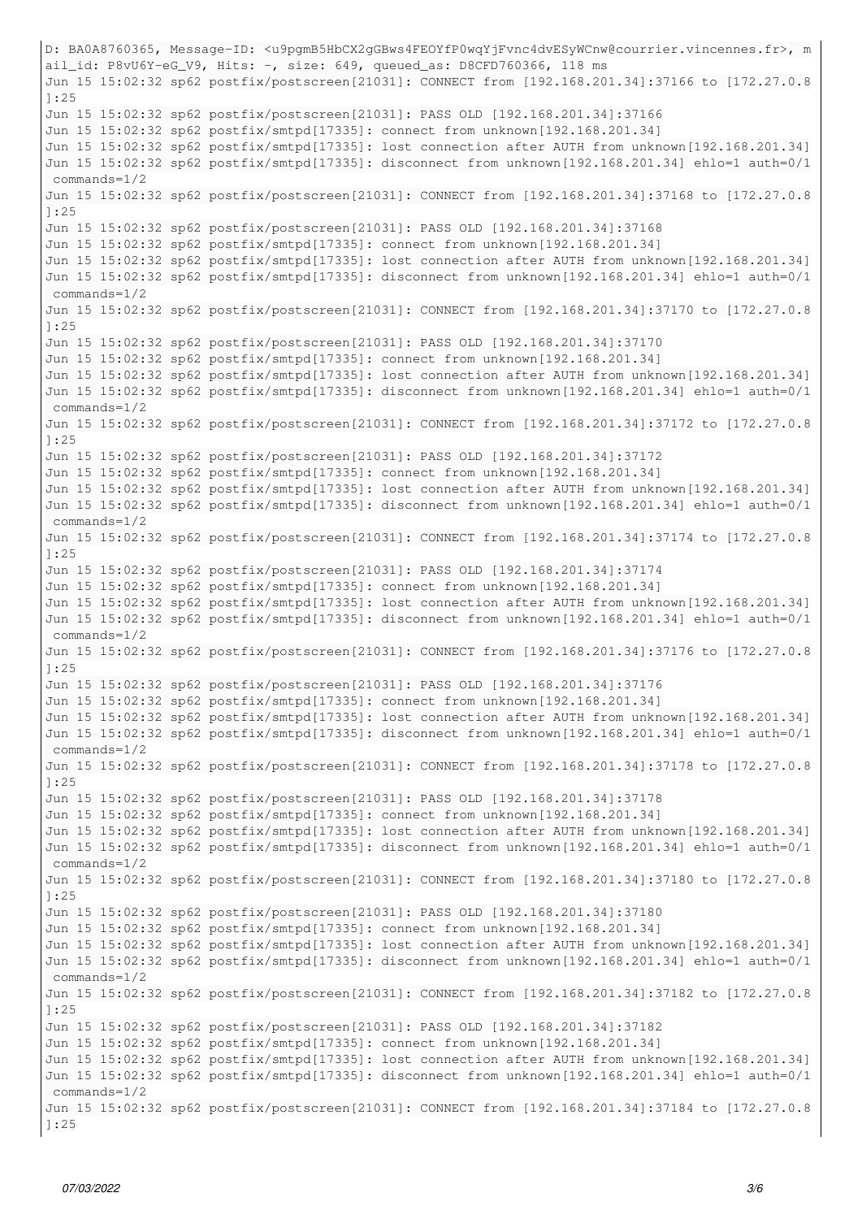```
D: BA0A8760365, Message-ID: <u9pgmB5HbCX2gGBws4FEOYfP0wqYjFvnc4dvESyWCnw@courrier.vincennes.fr>, mail_id: P8vU6Y-eG_V9, Hits: -, size: 649, queued_as: D8CFD760366, 118 ms
Jun 15 15:02:32 sp62 postfix/postscreen[21031]: CONNECT from [192.168.201.34]:37166 to [172.27.0.8]:25
Jun 15 15:02:32 sp62 postfix/postscreen[21031]: PASS OLD [192.168.201.34]:37166
Jun 15 15:02:32 sp62 postfix/smtpd[17335]: connect from unknown[192.168.201.34]
Jun 15 15:02:32 sp62 postfix/smtpd[17335]: lost connection after AUTH from unknown[192.168.201.34]
Jun 15 15:02:32 sp62 postfix/smtpd[17335]: disconnect from unknown[192.168.201.34] ehlo=1 auth=0/1 commands=1/2
Jun 15 15:02:32 sp62 postfix/postscreen[21031]: CONNECT from [192.168.201.34]:37168 to [172.27.0.8]:25
Jun 15 15:02:32 sp62 postfix/postscreen[21031]: PASS OLD [192.168.201.34]:37168
Jun 15 15:02:32 sp62 postfix/smtpd[17335]: connect from unknown[192.168.201.34]
Jun 15 15:02:32 sp62 postfix/smtpd[17335]: lost connection after AUTH from unknown[192.168.201.34]
Jun 15 15:02:32 sp62 postfix/smtpd[17335]: disconnect from unknown[192.168.201.34] ehlo=1 auth=0/1 commands=1/2
Jun 15 15:02:32 sp62 postfix/postscreen[21031]: CONNECT from [192.168.201.34]:37170 to [172.27.0.8]:25
Jun 15 15:02:32 sp62 postfix/postscreen[21031]: PASS OLD [192.168.201.34]:37170
Jun 15 15:02:32 sp62 postfix/smtpd[17335]: connect from unknown[192.168.201.34]
Jun 15 15:02:32 sp62 postfix/smtpd[17335]: lost connection after AUTH from unknown[192.168.201.34]
Jun 15 15:02:32 sp62 postfix/smtpd[17335]: disconnect from unknown[192.168.201.34] ehlo=1 auth=0/1 commands=1/2
Jun 15 15:02:32 sp62 postfix/postscreen[21031]: CONNECT from [192.168.201.34]:37172 to [172.27.0.8]:25
Jun 15 15:02:32 sp62 postfix/postscreen[21031]: PASS OLD [192.168.201.34]:37172
Jun 15 15:02:32 sp62 postfix/smtpd[17335]: connect from unknown[192.168.201.34]
Jun 15 15:02:32 sp62 postfix/smtpd[17335]: lost connection after AUTH from unknown[192.168.201.34]
Jun 15 15:02:32 sp62 postfix/smtpd[17335]: disconnect from unknown[192.168.201.34] ehlo=1 auth=0/1 commands=1/2
Jun 15 15:02:32 sp62 postfix/postscreen[21031]: CONNECT from [192.168.201.34]:37174 to [172.27.0.8]:25
Jun 15 15:02:32 sp62 postfix/postscreen[21031]: PASS OLD [192.168.201.34]:37174
Jun 15 15:02:32 sp62 postfix/smtpd[17335]: connect from unknown[192.168.201.34]
Jun 15 15:02:32 sp62 postfix/smtpd[17335]: lost connection after AUTH from unknown[192.168.201.34]
Jun 15 15:02:32 sp62 postfix/smtpd[17335]: disconnect from unknown[192.168.201.34] ehlo=1 auth=0/1 commands=1/2
Jun 15 15:02:32 sp62 postfix/postscreen[21031]: CONNECT from [192.168.201.34]:37176 to [172.27.0.8]:25
Jun 15 15:02:32 sp62 postfix/postscreen[21031]: PASS OLD [192.168.201.34]:37176
Jun 15 15:02:32 sp62 postfix/smtpd[17335]: connect from unknown[192.168.201.34]
Jun 15 15:02:32 sp62 postfix/smtpd[17335]: lost connection after AUTH from unknown[192.168.201.34]
Jun 15 15:02:32 sp62 postfix/smtpd[17335]: disconnect from unknown[192.168.201.34] ehlo=1 auth=0/1 commands=1/2
Jun 15 15:02:32 sp62 postfix/postscreen[21031]: CONNECT from [192.168.201.34]:37178 to [172.27.0.8]:25
Jun 15 15:02:32 sp62 postfix/postscreen[21031]: PASS OLD [192.168.201.34]:37178
Jun 15 15:02:32 sp62 postfix/smtpd[17335]: connect from unknown[192.168.201.34]
Jun 15 15:02:32 sp62 postfix/smtpd[17335]: lost connection after AUTH from unknown[192.168.201.34]
Jun 15 15:02:32 sp62 postfix/smtpd[17335]: disconnect from unknown[192.168.201.34] ehlo=1 auth=0/1 commands=1/2
Jun 15 15:02:32 sp62 postfix/postscreen[21031]: CONNECT from [192.168.201.34]:37180 to [172.27.0.8]:25
Jun 15 15:02:32 sp62 postfix/postscreen[21031]: PASS OLD [192.168.201.34]:37180
Jun 15 15:02:32 sp62 postfix/smtpd[17335]: connect from unknown[192.168.201.34]
Jun 15 15:02:32 sp62 postfix/smtpd[17335]: lost connection after AUTH from unknown[192.168.201.34]
Jun 15 15:02:32 sp62 postfix/smtpd[17335]: disconnect from unknown[192.168.201.34] ehlo=1 auth=0/1 commands=1/2
Jun 15 15:02:32 sp62 postfix/postscreen[21031]: CONNECT from [192.168.201.34]:37182 to [172.27.0.8]:25
Jun 15 15:02:32 sp62 postfix/postscreen[21031]: PASS OLD [192.168.201.34]:37182
Jun 15 15:02:32 sp62 postfix/smtpd[17335]: connect from unknown[192.168.201.34]
Jun 15 15:02:32 sp62 postfix/smtpd[17335]: lost connection after AUTH from unknown[192.168.201.34]
Jun 15 15:02:32 sp62 postfix/smtpd[17335]: disconnect from unknown[192.168.201.34] ehlo=1 auth=0/1 commands=1/2
Jun 15 15:02:32 sp62 postfix/postscreen[21031]: CONNECT from [192.168.201.34]:37184 to [172.27.0.8]:25
```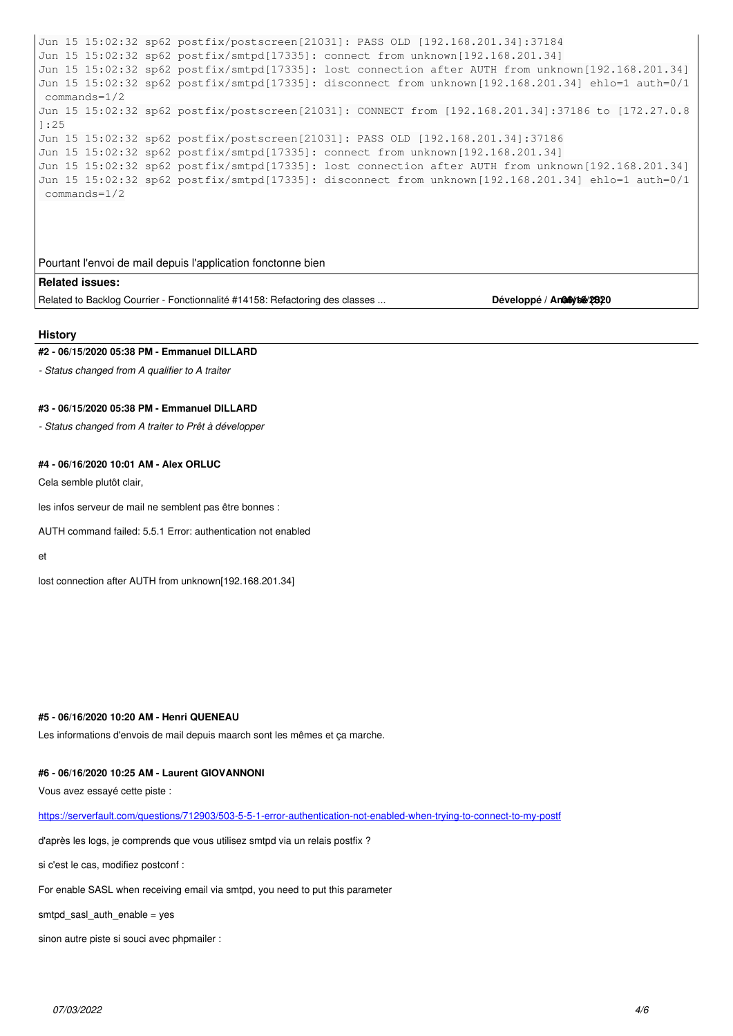```
Jun 15 15:02:32 sp62 postfix/postscreen[21031]: PASS OLD [192.168.201.34]:37184
Jun 15 15:02:32 sp62 postfix/smtpd[17335]: connect from unknown[192.168.201.34]
Jun 15 15:02:32 sp62 postfix/smtpd[17335]: lost connection after AUTH from unknown[192.168.201.34]
Jun 15 15:02:32 sp62 postfix/smtpd[17335]: disconnect from unknown[192.168.201.34] ehlo=1 auth=0/1
 commands=1/2
Jun 15 15:02:32 sp62 postfix/postscreen[21031]: CONNECT from [192.168.201.34]:37186 to [172.27.0.8
]:25
Jun 15 15:02:32 sp62 postfix/postscreen[21031]: PASS OLD [192.168.201.34]:37186
Jun 15 15:02:32 sp62 postfix/smtpd[17335]: connect from unknown[192.168.201.34]
Jun 15 15:02:32 sp62 postfix/smtpd[17335]: lost connection after AUTH from unknown[192.168.201.34]
Jun 15 15:02:32 sp62 postfix/smtpd[17335]: disconnect from unknown[192.168.201.34] ehlo=1 auth=0/1
 commands=1/2
```

Pourtant l'envoi de mail depuis l'application fonctonne bien

**Related issues:**

Related to Backlog Courrier - Fonctionnalité #14158: Refactoring des classes ... **Développé / Analyse 06/16/2020**

## History

**#2 - 06/15/2020 05:38 PM - Emmanuel DILLARD**

*- Status changed from A qualifier to A traiter*

**#3 - 06/15/2020 05:38 PM - Emmanuel DILLARD**

*- Status changed from A traiter to Prêt à développer*

**#4 - 06/16/2020 10:01 AM - Alex ORLUC**

Cela semble plutôt clair,

les infos serveur de mail ne semblent pas être bonnes :

AUTH command failed: 5.5.1 Error: authentication not enabled

et

lost connection after AUTH from unknown[192.168.201.34]

**#5 - 06/16/2020 10:20 AM - Henri QUENEAU**

Les informations d'envois de mail depuis maarch sont les mêmes et ça marche.

**#6 - 06/16/2020 10:25 AM - Laurent GIOVANNONI**

Vous avez essayé cette piste :

https://serverfault.com/questions/712903/503-5-5-1-error-authentication-not-enabled-when-trying-to-connect-to-my-postf

d'après les logs, je comprends que vous utilisez smtpd via un relais postfix ?

si c'est le cas, modifiez postconf :

For enable SASL when receiving email via smtpd, you need to put this parameter

smtpd_sasl_auth_enable = yes

sinon autre piste si souci avec phpmailer :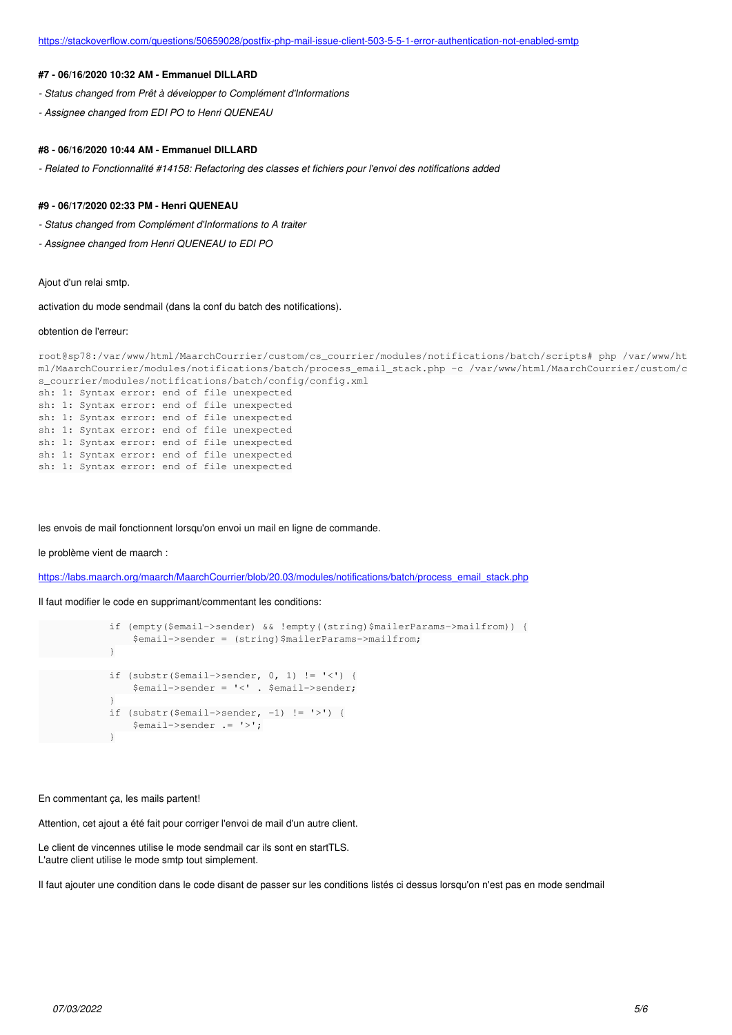https://stackoverflow.com/questions/50659028/postfix-php-mail-issue-client-503-5-5-1-error-authentication-not-enabled-smtp

**#7 - 06/16/2020 10:32 AM - Emmanuel DILLARD**

*- Status changed from Prêt à développer to Complément d'Informations*

*- Assignee changed from EDI PO to Henri QUENEAU*

**#8 - 06/16/2020 10:44 AM - Emmanuel DILLARD**

*- Related to Fonctionnalité #14158: Refactoring des classes et fichiers pour l'envoi des notifications added*

**#9 - 06/17/2020 02:33 PM - Henri QUENEAU**

*- Status changed from Complément d'Informations to A traiter*

*- Assignee changed from Henri QUENEAU to EDI PO*

Ajout d'un relai smtp.

activation du mode sendmail (dans la conf du batch des notifications).

obtention de l'erreur:

```
root@sp78:/var/www/html/MaarchCourrier/custom/cs_courrier/modules/notifications/batch/scripts# php /var/www/html/MaarchCourrier/modules/notifications/batch/process_email_stack.php -c /var/www/html/MaarchCourrier/custom/cs_courrier/modules/notifications/batch/config/config.xml
sh: 1: Syntax error: end of file unexpected
sh: 1: Syntax error: end of file unexpected
sh: 1: Syntax error: end of file unexpected
sh: 1: Syntax error: end of file unexpected
sh: 1: Syntax error: end of file unexpected
sh: 1: Syntax error: end of file unexpected
sh: 1: Syntax error: end of file unexpected
```

les envois de mail fonctionnent lorsqu'on envoi un mail en ligne de commande.

le problème vient de maarch :

https://labs.maarch.org/maarch/MaarchCourrier/blob/20.03/modules/notifications/batch/process_email_stack.php

Il faut modifier le code en supprimant/commentant les conditions:

```
            if (empty($email->sender) && !empty((string)$mailerParams->mailfrom)) {
                $email->sender = (string)$mailerParams->mailfrom;
            }

            if (substr($email->sender, 0, 1) != '<') {
                $email->sender = '<' . $email->sender;
            }
            if (substr($email->sender, -1) != '>') {
                $email->sender .= '>';
            }
```

En commentant ça, les mails partent!

Attention, cet ajout a été fait pour corriger l'envoi de mail d'un autre client.

Le client de vincennes utilise le mode sendmail car ils sont en startTLS.
L'autre client utilise le mode smtp tout simplement.

Il faut ajouter une condition dans le code disant de passer sur les conditions listés ci dessus lorsqu'on n'est pas en mode sendmail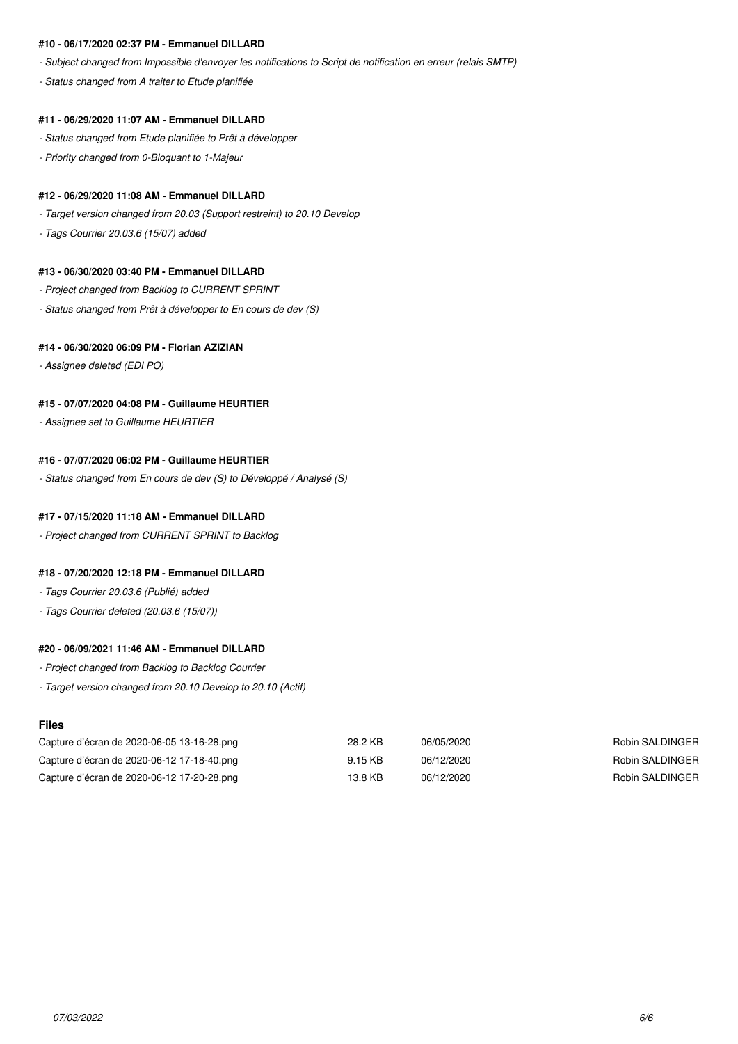**#10 - 06/17/2020 02:37 PM - Emmanuel DILLARD**

*- Subject changed from Impossible d'envoyer les notifications to Script de notification en erreur (relais SMTP)*

*- Status changed from A traiter to Etude planifiée*

**#11 - 06/29/2020 11:07 AM - Emmanuel DILLARD**

*- Status changed from Etude planifiée to Prêt à développer*

*- Priority changed from 0-Bloquant to 1-Majeur*

**#12 - 06/29/2020 11:08 AM - Emmanuel DILLARD**

*- Target version changed from 20.03 (Support restreint) to 20.10 Develop*

*- Tags Courrier 20.03.6 (15/07) added*

**#13 - 06/30/2020 03:40 PM - Emmanuel DILLARD**

*- Project changed from Backlog to CURRENT SPRINT*

*- Status changed from Prêt à développer to En cours de dev (S)*

**#14 - 06/30/2020 06:09 PM - Florian AZIZIAN**

*- Assignee deleted (EDI PO)*

**#15 - 07/07/2020 04:08 PM - Guillaume HEURTIER**

*- Assignee set to Guillaume HEURTIER*

**#16 - 07/07/2020 06:02 PM - Guillaume HEURTIER**

*- Status changed from En cours de dev (S) to Développé / Analysé (S)*

**#17 - 07/15/2020 11:18 AM - Emmanuel DILLARD**

*- Project changed from CURRENT SPRINT to Backlog*

**#18 - 07/20/2020 12:18 PM - Emmanuel DILLARD**

*- Tags Courrier 20.03.6 (Publié) added*

*- Tags Courrier deleted (20.03.6 (15/07))*

**#20 - 06/09/2021 11:46 AM - Emmanuel DILLARD**

*- Project changed from Backlog to Backlog Courrier*

*- Target version changed from 20.10 Develop to 20.10 (Actif)*

**Files**

| | | | |
|---|---|---|---|
| Capture d'écran de 2020-06-05 13-16-28.png | 28.2 KB | 06/05/2020 | Robin SALDINGER |
| Capture d'écran de 2020-06-12 17-18-40.png | 9.15 KB | 06/12/2020 | Robin SALDINGER |
| Capture d'écran de 2020-06-12 17-20-28.png | 13.8 KB | 06/12/2020 | Robin SALDINGER |